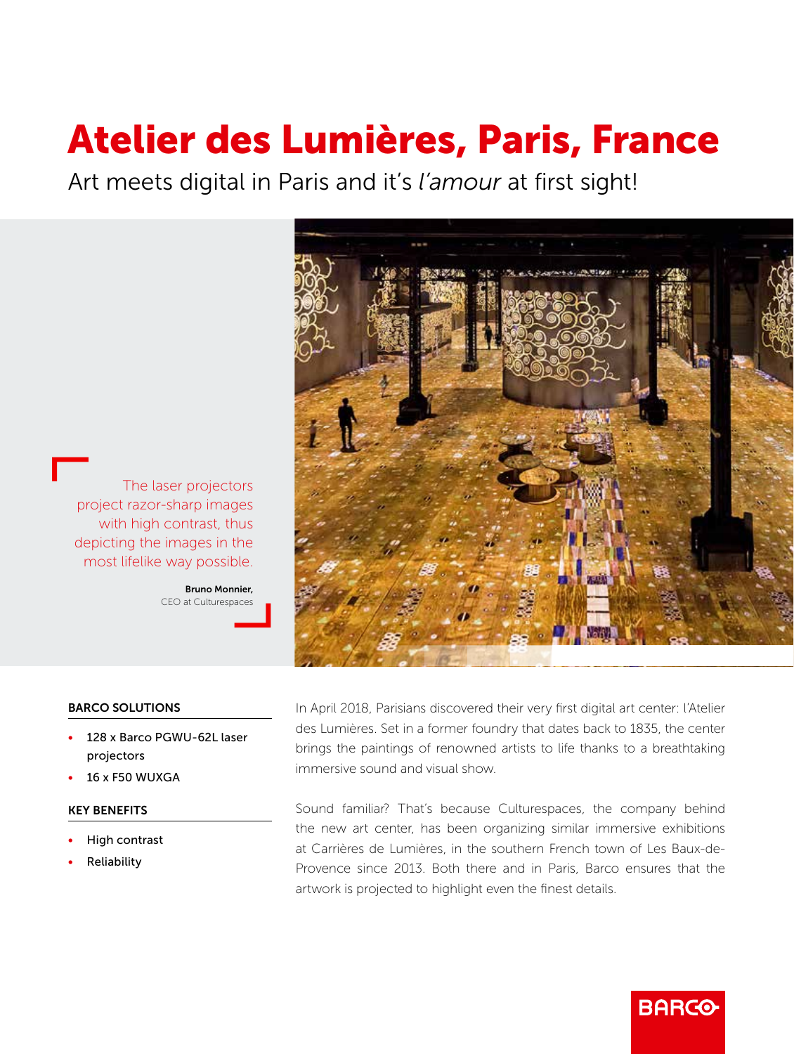# Atelier des Lumières, Paris, France

Art meets digital in Paris and it's *l'amour* at first sight!

> The laser projectors project razor-sharp images with high contrast, thus depicting the images in the most lifelike way possible.
>
> **Bruno Monnier,**
> CEO at Culturespaces

## BARCO SOLUTIONS

- 128 x Barco PGWU-62L laser projectors
- 16 x F50 WUXGA

## KEY BENEFITS

- High contrast
- Reliability

In April 2018, Parisians discovered their very first digital art center: l'Atelier des Lumières. Set in a former foundry that dates back to 1835, the center brings the paintings of renowned artists to life thanks to a breathtaking immersive sound and visual show.

Sound familiar? That's because Culturespaces, the company behind the new art center, has been organizing similar immersive exhibitions at Carrières de Lumières, in the southern French town of Les Baux-de-Provence since 2013. Both there and in Paris, Barco ensures that the artwork is projected to highlight even the finest details.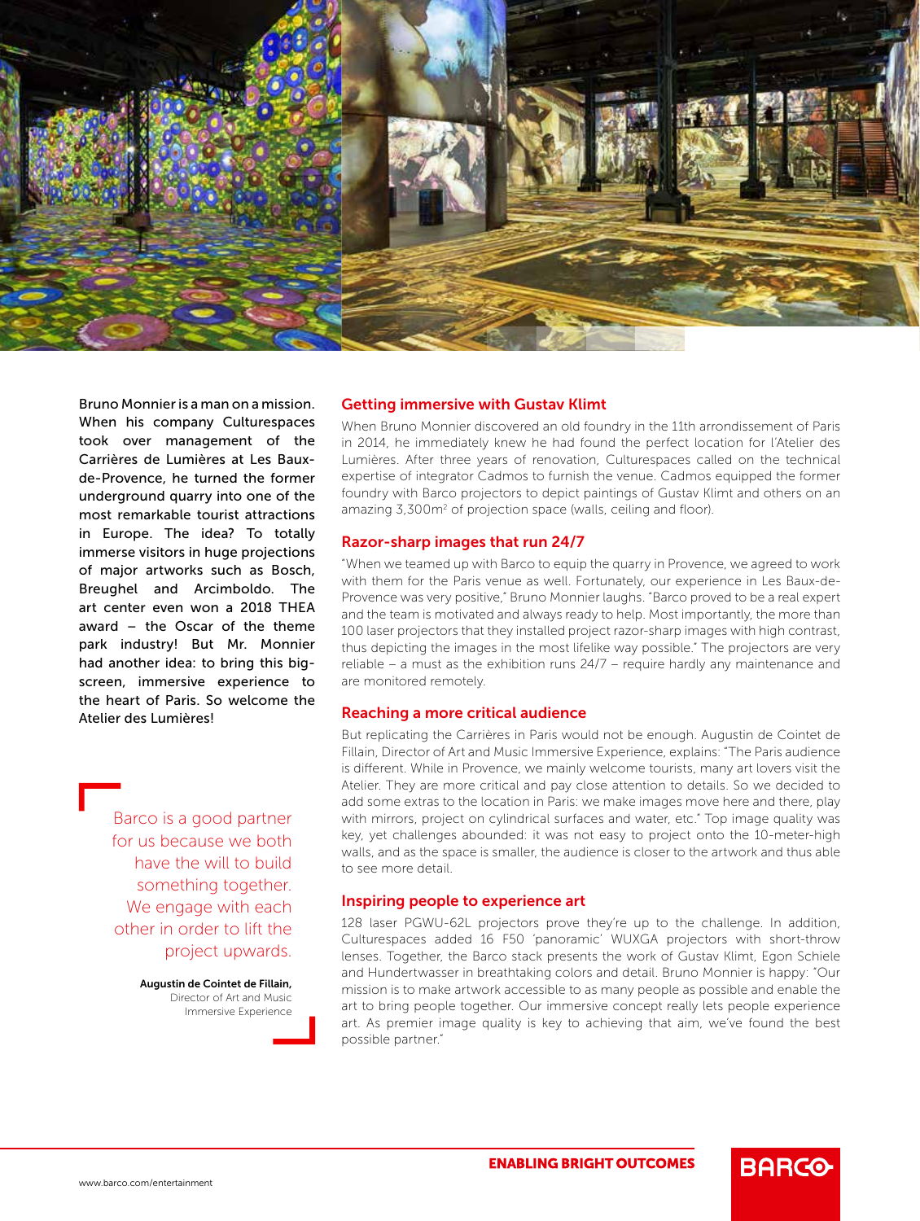Bruno Monnier is a man on a mission. When his company Culturespaces took over management of the Carrières de Lumières at Les Baux-de-Provence, he turned the former underground quarry into one of the most remarkable tourist attractions in Europe. The idea? To totally immerse visitors in huge projections of major artworks such as Bosch, Breughel and Arcimboldo. The art center even won a 2018 THEA award – the Oscar of the theme park industry! But Mr. Monnier had another idea: to bring this big-screen, immersive experience to the heart of Paris. So welcome the Atelier des Lumières!

> Barco is a good partner for us because we both have the will to build something together. We engage with each other in order to lift the project upwards.
>
> **Augustin de Cointet de Fillain,** Director of Art and Music Immersive Experience

## Getting immersive with Gustav Klimt

When Bruno Monnier discovered an old foundry in the 11th arrondissement of Paris in 2014, he immediately knew he had found the perfect location for l'Atelier des Lumières. After three years of renovation, Culturespaces called on the technical expertise of integrator Cadmos to furnish the venue. Cadmos equipped the former foundry with Barco projectors to depict paintings of Gustav Klimt and others on an amazing 3,300m$^2$ of projection space (walls, ceiling and floor).

## Razor-sharp images that run 24/7

"When we teamed up with Barco to equip the quarry in Provence, we agreed to work with them for the Paris venue as well. Fortunately, our experience in Les Baux-de-Provence was very positive," Bruno Monnier laughs. "Barco proved to be a real expert and the team is motivated and always ready to help. Most importantly, the more than 100 laser projectors that they installed project razor-sharp images with high contrast, thus depicting the images in the most lifelike way possible." The projectors are very reliable – a must as the exhibition runs 24/7 – require hardly any maintenance and are monitored remotely.

## Reaching a more critical audience

But replicating the Carrières in Paris would not be enough. Augustin de Cointet de Fillain, Director of Art and Music Immersive Experience, explains: "The Paris audience is different. While in Provence, we mainly welcome tourists, many art lovers visit the Atelier. They are more critical and pay close attention to details. So we decided to add some extras to the location in Paris: we make images move here and there, play with mirrors, project on cylindrical surfaces and water, etc." Top image quality was key, yet challenges abounded: it was not easy to project onto the 10-meter-high walls, and as the space is smaller, the audience is closer to the artwork and thus able to see more detail.

## Inspiring people to experience art

128 laser PGWU-62L projectors prove they're up to the challenge. In addition, Culturespaces added 16 F50 'panoramic' WUXGA projectors with short-throw lenses. Together, the Barco stack presents the work of Gustav Klimt, Egon Schiele and Hundertwasser in breathtaking colors and detail. Bruno Monnier is happy: "Our mission is to make artwork accessible to as many people as possible and enable the art to bring people together. Our immersive concept really lets people experience art. As premier image quality is key to achieving that aim, we've found the best possible partner."

ENABLING BRIGHT OUTCOMES

www.barco.com/entertainment